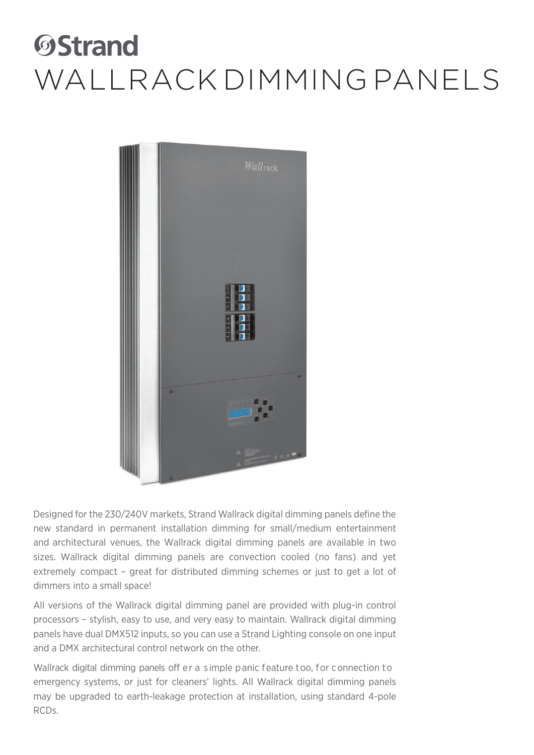# Strand

# WALLRACK DIMMING PANELS

Designed for the 230/240V markets, Strand Wallrack digital dimming panels define the new standard in permanent installation dimming for small/medium entertainment and architectural venues, the Wallrack digital dimming panels are available in two sizes. Wallrack digital dimming panels are convection cooled (no fans) and yet extremely compact – great for distributed dimming schemes or just to get a lot of dimmers into a small space!

All versions of the Wallrack digital dimming panel are provided with plug-in control processors – stylish, easy to use, and very easy to maintain. Wallrack digital dimming panels have dual DMX512 inputs, so you can use a Strand Lighting console on one input and a DMX architectural control network on the other.

Wallrack digital dimming panels offer a simple panic feature too, for connection to emergency systems, or just for cleaners' lights. All Wallrack digital dimming panels may be upgraded to earth-leakage protection at installation, using standard 4-pole RCDs.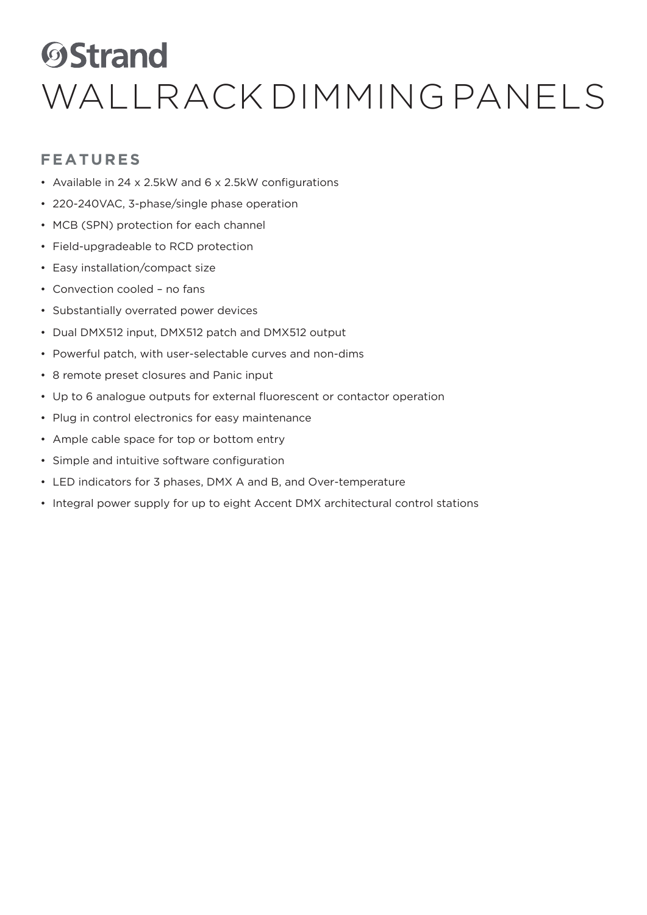# Strand

# WALLRACK DIMMING PANELS

## FEATURES

- Available in 24 x 2.5kW and 6 x 2.5kW configurations
- 220-240VAC, 3-phase/single phase operation
- MCB (SPN) protection for each channel
- Field-upgradeable to RCD protection
- Easy installation/compact size
- Convection cooled – no fans
- Substantially overrated power devices
- Dual DMX512 input, DMX512 patch and DMX512 output
- Powerful patch, with user-selectable curves and non-dims
- 8 remote preset closures and Panic input
- Up to 6 analogue outputs for external fluorescent or contactor operation
- Plug in control electronics for easy maintenance
- Ample cable space for top or bottom entry
- Simple and intuitive software configuration
- LED indicators for 3 phases, DMX A and B, and Over-temperature
- Integral power supply for up to eight Accent DMX architectural control stations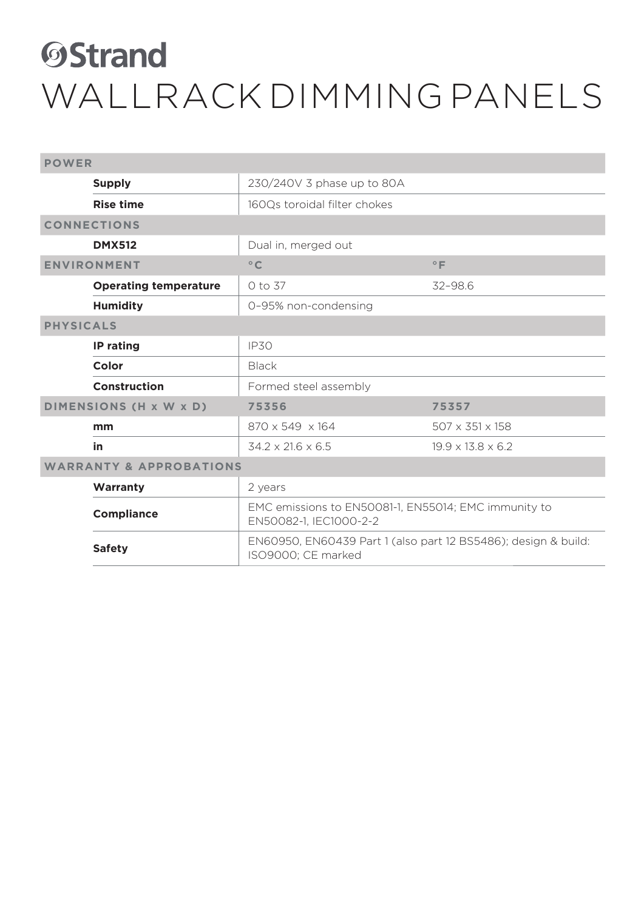# Strand

# WALLRACK DIMMING PANELS

| POWER | | |
|---|---|---|
| **Supply** | 230/240V 3 phase up to 80A | |
| **Rise time** | 160Qs toroidal filter chokes | |
| **CONNECTIONS** | | |
| **DMX512** | Dual in, merged out | |
| **ENVIRONMENT** | **°C** | **°F** |
| **Operating temperature** | 0 to 37 | 32–98.6 |
| **Humidity** | 0–95% non-condensing | |
| **PHYSICALS** | | |
| **IP rating** | IP30 | |
| **Color** | Black | |
| **Construction** | Formed steel assembly | |
| **DIMENSIONS (H x W x D)** | **75356** | **75357** |
| **mm** | 870 x 549 x 164 | 507 x 351 x 158 |
| **in** | 34.2 x 21.6 x 6.5 | 19.9 x 13.8 x 6.2 |
| **WARRANTY & APPROBATIONS** | | |
| **Warranty** | 2 years | |
| **Compliance** | EMC emissions to EN50081-1, EN55014; EMC immunity to EN50082-1, IEC1000-2-2 | |
| **Safety** | EN60950, EN60439 Part 1 (also part 12 BS5486); design & build: ISO9000; CE marked | |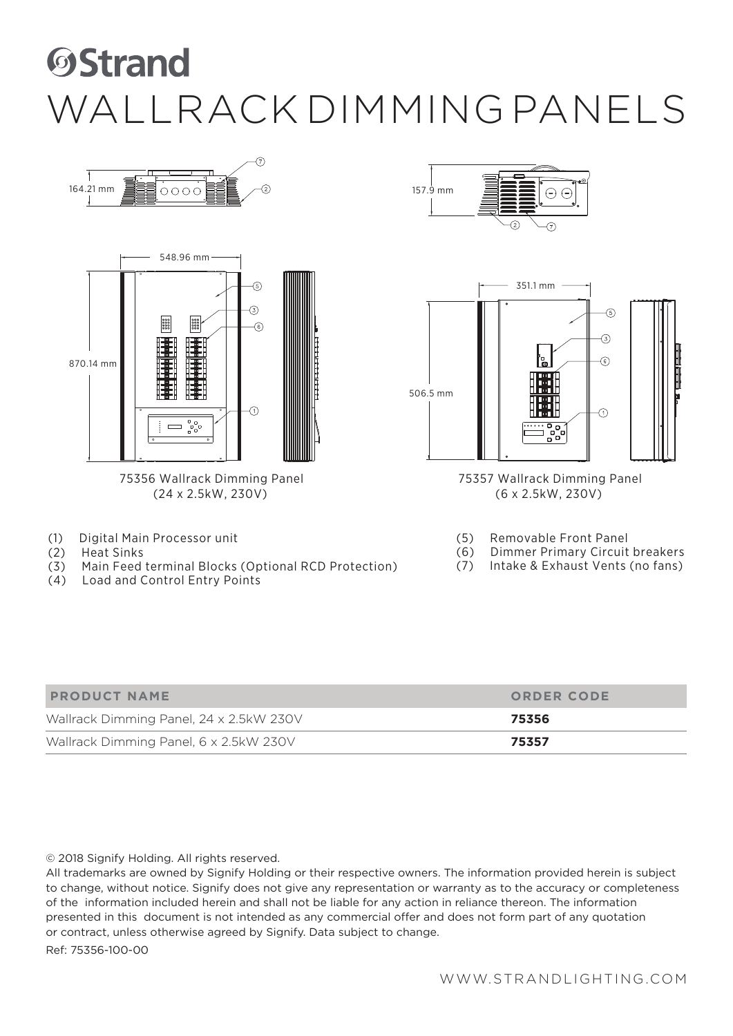# Strand

# WALLRACK DIMMING PANELS

164.21 mm

157.9 mm

548.96 mm

870.14 mm

351.1 mm

506.5 mm

75356 Wallrack Dimming Panel
(24 x 2.5kW, 230V)

75357 Wallrack Dimming Panel
(6 x 2.5kW, 230V)

(1) Digital Main Processor unit
(2) Heat Sinks
(3) Main Feed terminal Blocks (Optional RCD Protection)
(4) Load and Control Entry Points
(5) Removable Front Panel
(6) Dimmer Primary Circuit breakers
(7) Intake & Exhaust Vents (no fans)

| PRODUCT NAME | ORDER CODE |
| --- | --- |
| Wallrack Dimming Panel, 24 x 2.5kW 230V | **75356** |
| Wallrack Dimming Panel, 6 x 2.5kW 230V | **75357** |

© 2018 Signify Holding. All rights reserved.
All trademarks are owned by Signify Holding or their respective owners. The information provided herein is subject to change, without notice. Signify does not give any representation or warranty as to the accuracy or completeness of the information included herein and shall not be liable for any action in reliance thereon. The information presented in this document is not intended as any commercial offer and does not form part of any quotation or contract, unless otherwise agreed by Signify. Data subject to change.

Ref: 75356-100-00

WWW.STRANDLIGHTING.COM